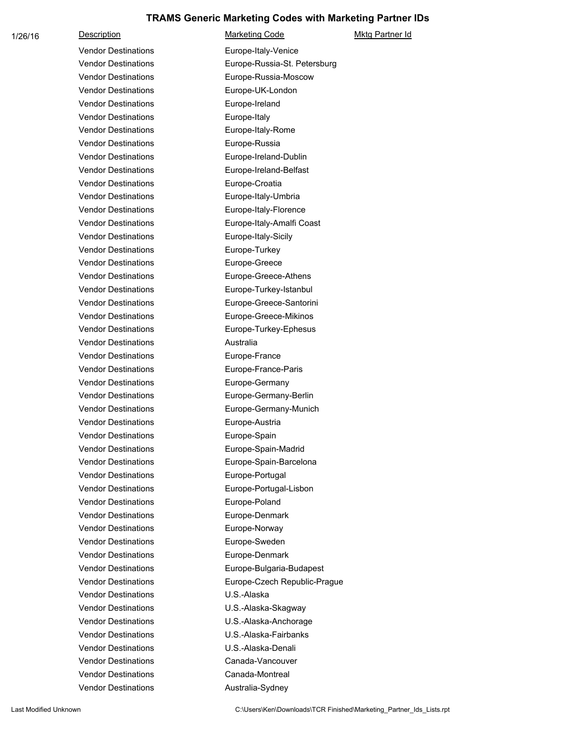# TRAMS Generic Marketing Codes with Marketing Partner IDs

1/26/16

| Description | Marketing Code | Mktg Partner Id |
|---|---|---|
| Vendor Destinations | Europe-Italy-Venice | |
| Vendor Destinations | Europe-Russia-St. Petersburg | |
| Vendor Destinations | Europe-Russia-Moscow | |
| Vendor Destinations | Europe-UK-London | |
| Vendor Destinations | Europe-Ireland | |
| Vendor Destinations | Europe-Italy | |
| Vendor Destinations | Europe-Italy-Rome | |
| Vendor Destinations | Europe-Russia | |
| Vendor Destinations | Europe-Ireland-Dublin | |
| Vendor Destinations | Europe-Ireland-Belfast | |
| Vendor Destinations | Europe-Croatia | |
| Vendor Destinations | Europe-Italy-Umbria | |
| Vendor Destinations | Europe-Italy-Florence | |
| Vendor Destinations | Europe-Italy-Amalfi Coast | |
| Vendor Destinations | Europe-Italy-Sicily | |
| Vendor Destinations | Europe-Turkey | |
| Vendor Destinations | Europe-Greece | |
| Vendor Destinations | Europe-Greece-Athens | |
| Vendor Destinations | Europe-Turkey-Istanbul | |
| Vendor Destinations | Europe-Greece-Santorini | |
| Vendor Destinations | Europe-Greece-Mikinos | |
| Vendor Destinations | Europe-Turkey-Ephesus | |
| Vendor Destinations | Australia | |
| Vendor Destinations | Europe-France | |
| Vendor Destinations | Europe-France-Paris | |
| Vendor Destinations | Europe-Germany | |
| Vendor Destinations | Europe-Germany-Berlin | |
| Vendor Destinations | Europe-Germany-Munich | |
| Vendor Destinations | Europe-Austria | |
| Vendor Destinations | Europe-Spain | |
| Vendor Destinations | Europe-Spain-Madrid | |
| Vendor Destinations | Europe-Spain-Barcelona | |
| Vendor Destinations | Europe-Portugal | |
| Vendor Destinations | Europe-Portugal-Lisbon | |
| Vendor Destinations | Europe-Poland | |
| Vendor Destinations | Europe-Denmark | |
| Vendor Destinations | Europe-Norway | |
| Vendor Destinations | Europe-Sweden | |
| Vendor Destinations | Europe-Denmark | |
| Vendor Destinations | Europe-Bulgaria-Budapest | |
| Vendor Destinations | Europe-Czech Republic-Prague | |
| Vendor Destinations | U.S.-Alaska | |
| Vendor Destinations | U.S.-Alaska-Skagway | |
| Vendor Destinations | U.S.-Alaska-Anchorage | |
| Vendor Destinations | U.S.-Alaska-Fairbanks | |
| Vendor Destinations | U.S.-Alaska-Denali | |
| Vendor Destinations | Canada-Vancouver | |
| Vendor Destinations | Canada-Montreal | |
| Vendor Destinations | Australia-Sydney | |

Last Modified Unknown C:\Users\Ken\Downloads\TCR Finished\Marketing_Partner_Ids_Lists.rpt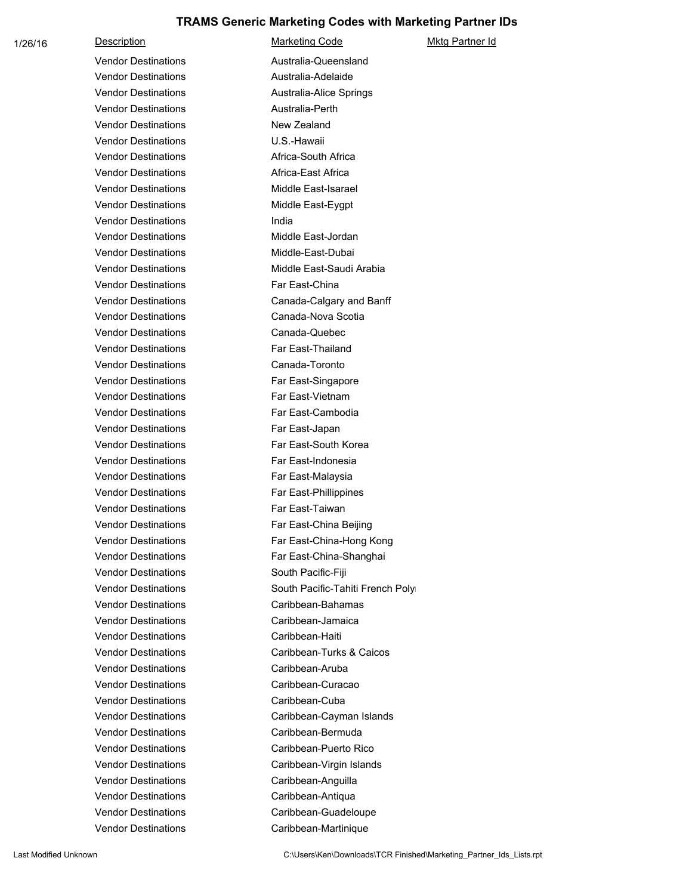# TRAMS Generic Marketing Codes with Marketing Partner IDs

1/26/16

| Description | Marketing Code | Mktg Partner Id |
|---|---|---|
| Vendor Destinations | Australia-Queensland | |
| Vendor Destinations | Australia-Adelaide | |
| Vendor Destinations | Australia-Alice Springs | |
| Vendor Destinations | Australia-Perth | |
| Vendor Destinations | New Zealand | |
| Vendor Destinations | U.S.-Hawaii | |
| Vendor Destinations | Africa-South Africa | |
| Vendor Destinations | Africa-East Africa | |
| Vendor Destinations | Middle East-Isarael | |
| Vendor Destinations | Middle East-Eygpt | |
| Vendor Destinations | India | |
| Vendor Destinations | Middle East-Jordan | |
| Vendor Destinations | Middle-East-Dubai | |
| Vendor Destinations | Middle East-Saudi Arabia | |
| Vendor Destinations | Far East-China | |
| Vendor Destinations | Canada-Calgary and Banff | |
| Vendor Destinations | Canada-Nova Scotia | |
| Vendor Destinations | Canada-Quebec | |
| Vendor Destinations | Far East-Thailand | |
| Vendor Destinations | Canada-Toronto | |
| Vendor Destinations | Far East-Singapore | |
| Vendor Destinations | Far East-Vietnam | |
| Vendor Destinations | Far East-Cambodia | |
| Vendor Destinations | Far East-Japan | |
| Vendor Destinations | Far East-South Korea | |
| Vendor Destinations | Far East-Indonesia | |
| Vendor Destinations | Far East-Malaysia | |
| Vendor Destinations | Far East-Phillippines | |
| Vendor Destinations | Far East-Taiwan | |
| Vendor Destinations | Far East-China Beijing | |
| Vendor Destinations | Far East-China-Hong Kong | |
| Vendor Destinations | Far East-China-Shanghai | |
| Vendor Destinations | South Pacific-Fiji | |
| Vendor Destinations | South Pacific-Tahiti French Poly | |
| Vendor Destinations | Caribbean-Bahamas | |
| Vendor Destinations | Caribbean-Jamaica | |
| Vendor Destinations | Caribbean-Haiti | |
| Vendor Destinations | Caribbean-Turks & Caicos | |
| Vendor Destinations | Caribbean-Aruba | |
| Vendor Destinations | Caribbean-Curacao | |
| Vendor Destinations | Caribbean-Cuba | |
| Vendor Destinations | Caribbean-Cayman Islands | |
| Vendor Destinations | Caribbean-Bermuda | |
| Vendor Destinations | Caribbean-Puerto Rico | |
| Vendor Destinations | Caribbean-Virgin Islands | |
| Vendor Destinations | Caribbean-Anguilla | |
| Vendor Destinations | Caribbean-Antiqua | |
| Vendor Destinations | Caribbean-Guadeloupe | |
| Vendor Destinations | Caribbean-Martinique | |

Last Modified Unknown

C:\Users\Ken\Downloads\TCR Finished\Marketing_Partner_Ids_Lists.rpt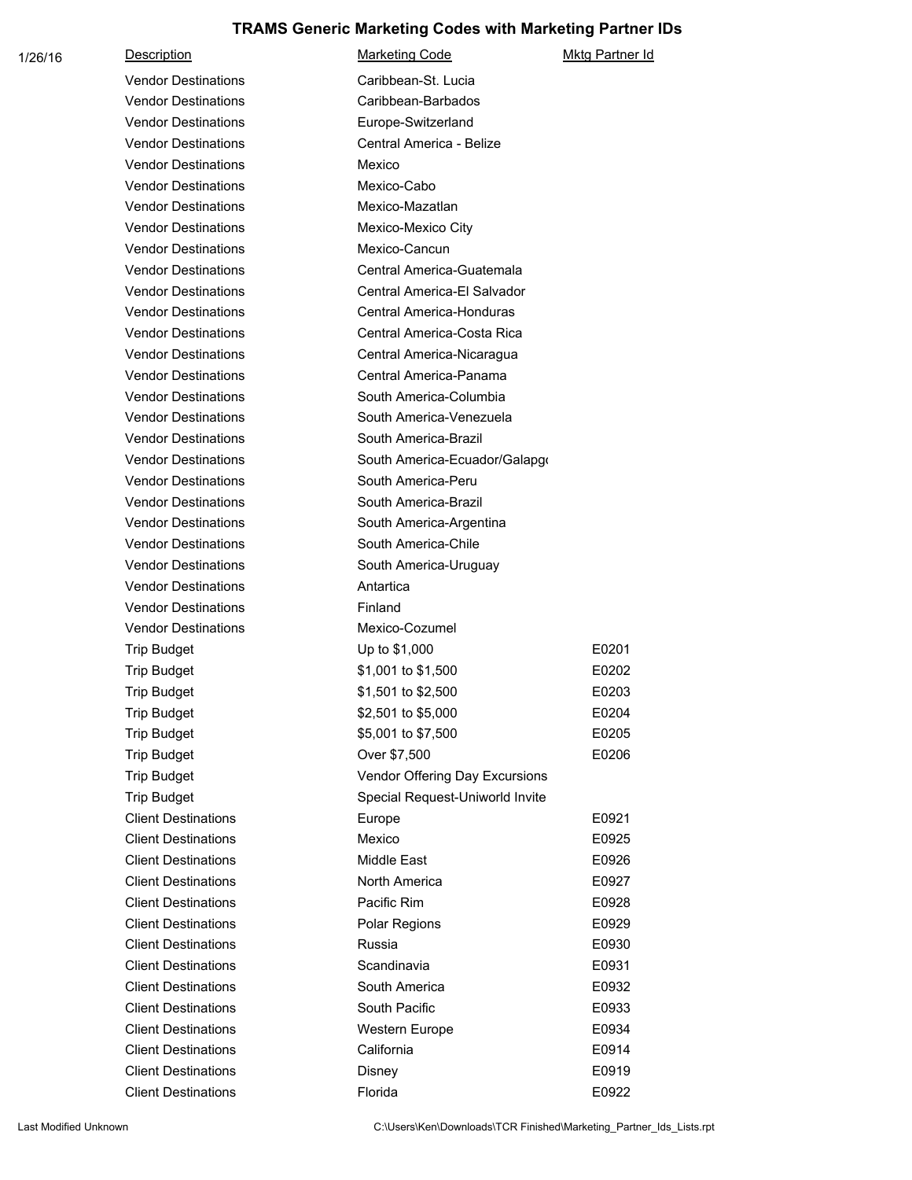## TRAMS Generic Marketing Codes with Marketing Partner IDs

1/26/16

| Description | Marketing Code | Mktg Partner Id |
|---|---|---|
| Vendor Destinations | Caribbean-St. Lucia | |
| Vendor Destinations | Caribbean-Barbados | |
| Vendor Destinations | Europe-Switzerland | |
| Vendor Destinations | Central America - Belize | |
| Vendor Destinations | Mexico | |
| Vendor Destinations | Mexico-Cabo | |
| Vendor Destinations | Mexico-Mazatlan | |
| Vendor Destinations | Mexico-Mexico City | |
| Vendor Destinations | Mexico-Cancun | |
| Vendor Destinations | Central America-Guatemala | |
| Vendor Destinations | Central America-El Salvador | |
| Vendor Destinations | Central America-Honduras | |
| Vendor Destinations | Central America-Costa Rica | |
| Vendor Destinations | Central America-Nicaragua | |
| Vendor Destinations | Central America-Panama | |
| Vendor Destinations | South America-Columbia | |
| Vendor Destinations | South America-Venezuela | |
| Vendor Destinations | South America-Brazil | |
| Vendor Destinations | South America-Ecuador/Galapgo | |
| Vendor Destinations | South America-Peru | |
| Vendor Destinations | South America-Brazil | |
| Vendor Destinations | South America-Argentina | |
| Vendor Destinations | South America-Chile | |
| Vendor Destinations | South America-Uruguay | |
| Vendor Destinations | Antartica | |
| Vendor Destinations | Finland | |
| Vendor Destinations | Mexico-Cozumel | |
| Trip Budget | Up to $1,000 | E0201 |
| Trip Budget | $1,001 to $1,500 | E0202 |
| Trip Budget | $1,501 to $2,500 | E0203 |
| Trip Budget | $2,501 to $5,000 | E0204 |
| Trip Budget | $5,001 to $7,500 | E0205 |
| Trip Budget | Over $7,500 | E0206 |
| Trip Budget | Vendor Offering Day Excursions | |
| Trip Budget | Special Request-Uniworld Invite | |
| Client Destinations | Europe | E0921 |
| Client Destinations | Mexico | E0925 |
| Client Destinations | Middle East | E0926 |
| Client Destinations | North America | E0927 |
| Client Destinations | Pacific Rim | E0928 |
| Client Destinations | Polar Regions | E0929 |
| Client Destinations | Russia | E0930 |
| Client Destinations | Scandinavia | E0931 |
| Client Destinations | South America | E0932 |
| Client Destinations | South Pacific | E0933 |
| Client Destinations | Western Europe | E0934 |
| Client Destinations | California | E0914 |
| Client Destinations | Disney | E0919 |
| Client Destinations | Florida | E0922 |

Last Modified Unknown C:\Users\Ken\Downloads\TCR Finished\Marketing_Partner_Ids_Lists.rpt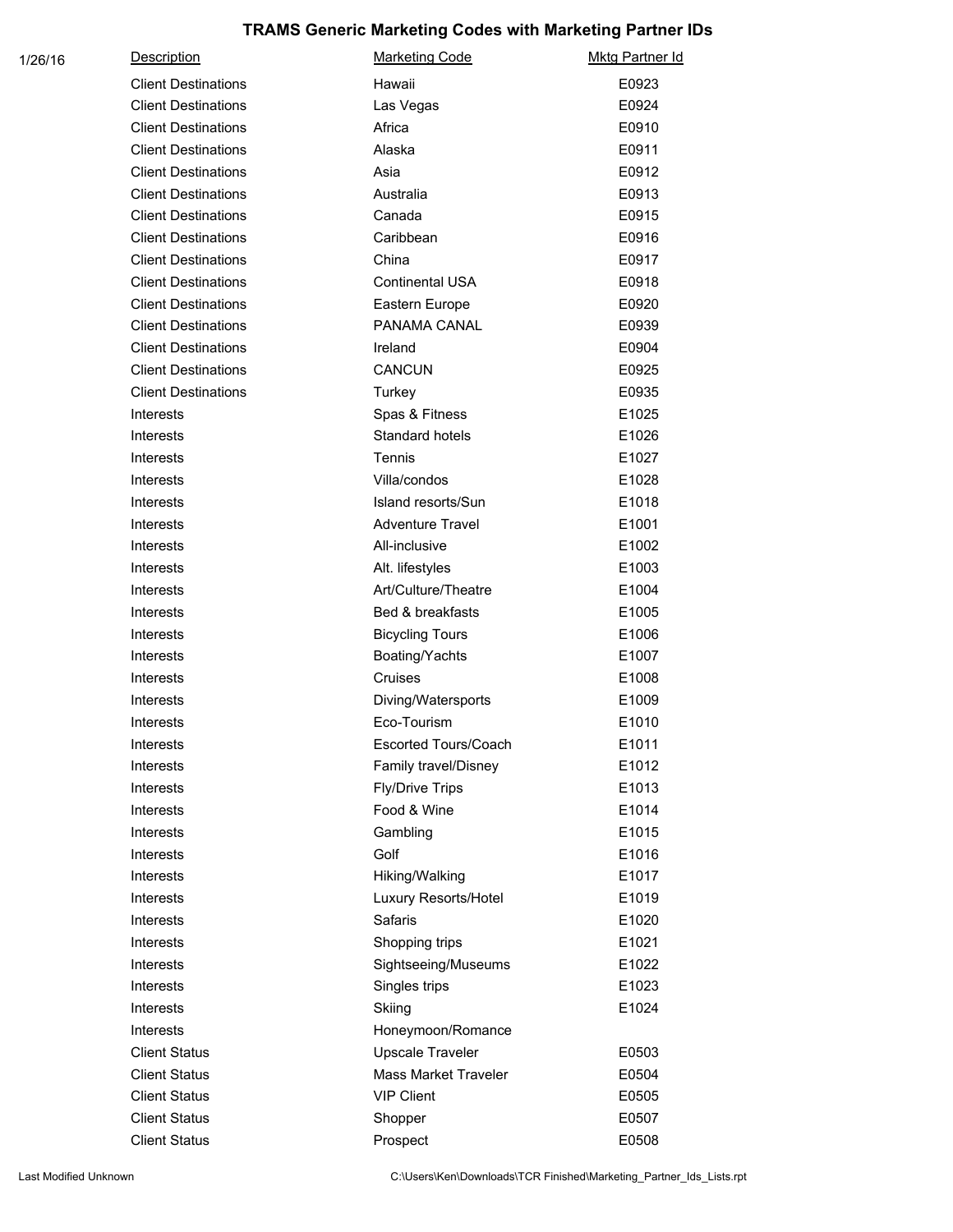# TRAMS Generic Marketing Codes with Marketing Partner IDs

1/26/16

| Description | Marketing Code | Mktg Partner Id |
|---|---|---|
| Client Destinations | Hawaii | E0923 |
| Client Destinations | Las Vegas | E0924 |
| Client Destinations | Africa | E0910 |
| Client Destinations | Alaska | E0911 |
| Client Destinations | Asia | E0912 |
| Client Destinations | Australia | E0913 |
| Client Destinations | Canada | E0915 |
| Client Destinations | Caribbean | E0916 |
| Client Destinations | China | E0917 |
| Client Destinations | Continental USA | E0918 |
| Client Destinations | Eastern Europe | E0920 |
| Client Destinations | PANAMA CANAL | E0939 |
| Client Destinations | Ireland | E0904 |
| Client Destinations | CANCUN | E0925 |
| Client Destinations | Turkey | E0935 |
| Interests | Spas & Fitness | E1025 |
| Interests | Standard hotels | E1026 |
| Interests | Tennis | E1027 |
| Interests | Villa/condos | E1028 |
| Interests | Island resorts/Sun | E1018 |
| Interests | Adventure Travel | E1001 |
| Interests | All-inclusive | E1002 |
| Interests | Alt. lifestyles | E1003 |
| Interests | Art/Culture/Theatre | E1004 |
| Interests | Bed & breakfasts | E1005 |
| Interests | Bicycling Tours | E1006 |
| Interests | Boating/Yachts | E1007 |
| Interests | Cruises | E1008 |
| Interests | Diving/Watersports | E1009 |
| Interests | Eco-Tourism | E1010 |
| Interests | Escorted Tours/Coach | E1011 |
| Interests | Family travel/Disney | E1012 |
| Interests | Fly/Drive Trips | E1013 |
| Interests | Food & Wine | E1014 |
| Interests | Gambling | E1015 |
| Interests | Golf | E1016 |
| Interests | Hiking/Walking | E1017 |
| Interests | Luxury Resorts/Hotel | E1019 |
| Interests | Safaris | E1020 |
| Interests | Shopping trips | E1021 |
| Interests | Sightseeing/Museums | E1022 |
| Interests | Singles trips | E1023 |
| Interests | Skiing | E1024 |
| Interests | Honeymoon/Romance | |
| Client Status | Upscale Traveler | E0503 |
| Client Status | Mass Market Traveler | E0504 |
| Client Status | VIP Client | E0505 |
| Client Status | Shopper | E0507 |
| Client Status | Prospect | E0508 |

Last Modified Unknown C:\Users\Ken\Downloads\TCR Finished\Marketing_Partner_Ids_Lists.rpt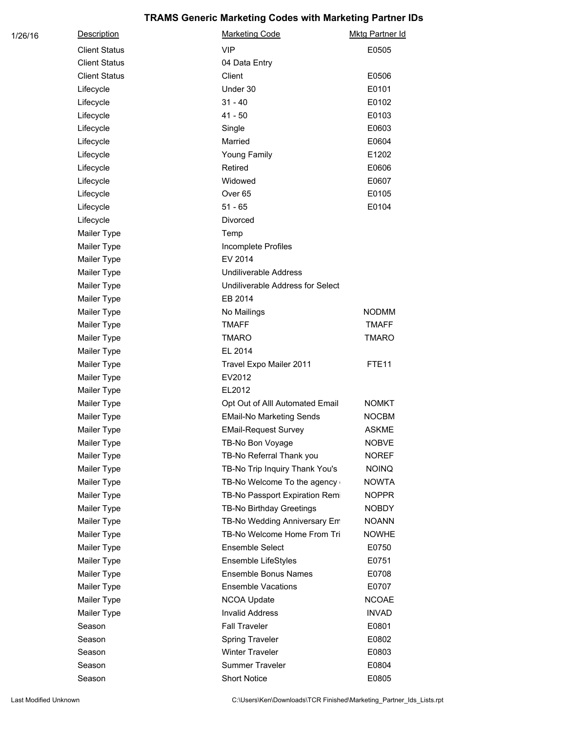# TRAMS Generic Marketing Codes with Marketing Partner IDs

1/26/16

| Description | Marketing Code | Mktg Partner Id |
|---|---|---|
| Client Status | VIP | E0505 |
| Client Status | 04 Data Entry | |
| Client Status | Client | E0506 |
| Lifecycle | Under 30 | E0101 |
| Lifecycle | 31 - 40 | E0102 |
| Lifecycle | 41 - 50 | E0103 |
| Lifecycle | Single | E0603 |
| Lifecycle | Married | E0604 |
| Lifecycle | Young Family | E1202 |
| Lifecycle | Retired | E0606 |
| Lifecycle | Widowed | E0607 |
| Lifecycle | Over 65 | E0105 |
| Lifecycle | 51 - 65 | E0104 |
| Lifecycle | Divorced | |
| Mailer Type | Temp | |
| Mailer Type | Incomplete Profiles | |
| Mailer Type | EV 2014 | |
| Mailer Type | Undiliverable Address | |
| Mailer Type | Undiliverable Address for Select | |
| Mailer Type | EB 2014 | |
| Mailer Type | No Mailings | NODMM |
| Mailer Type | TMAFF | TMAFF |
| Mailer Type | TMARO | TMARO |
| Mailer Type | EL 2014 | |
| Mailer Type | Travel Expo Mailer 2011 | FTE11 |
| Mailer Type | EV2012 | |
| Mailer Type | EL2012 | |
| Mailer Type | Opt Out of Alll Automated Email | NOMKT |
| Mailer Type | EMail-No Marketing Sends | NOCBM |
| Mailer Type | EMail-Request Survey | ASKME |
| Mailer Type | TB-No Bon Voyage | NOBVE |
| Mailer Type | TB-No Referral Thank you | NOREF |
| Mailer Type | TB-No Trip Inquiry Thank You's | NOINQ |
| Mailer Type | TB-No Welcome To the agency | NOWTA |
| Mailer Type | TB-No Passport Expiration Remi | NOPPR |
| Mailer Type | TB-No Birthday Greetings | NOBDY |
| Mailer Type | TB-No Wedding Anniversary Em | NOANN |
| Mailer Type | TB-No Welcome Home From Tri | NOWHE |
| Mailer Type | Ensemble Select | E0750 |
| Mailer Type | Ensemble LifeStyles | E0751 |
| Mailer Type | Ensemble Bonus Names | E0708 |
| Mailer Type | Ensemble Vacations | E0707 |
| Mailer Type | NCOA Update | NCOAE |
| Mailer Type | Invalid Address | INVAD |
| Season | Fall Traveler | E0801 |
| Season | Spring Traveler | E0802 |
| Season | Winter Traveler | E0803 |
| Season | Summer Traveler | E0804 |
| Season | Short Notice | E0805 |

Last Modified Unknown C:\Users\Ken\Downloads\TCR Finished\Marketing_Partner_Ids_Lists.rpt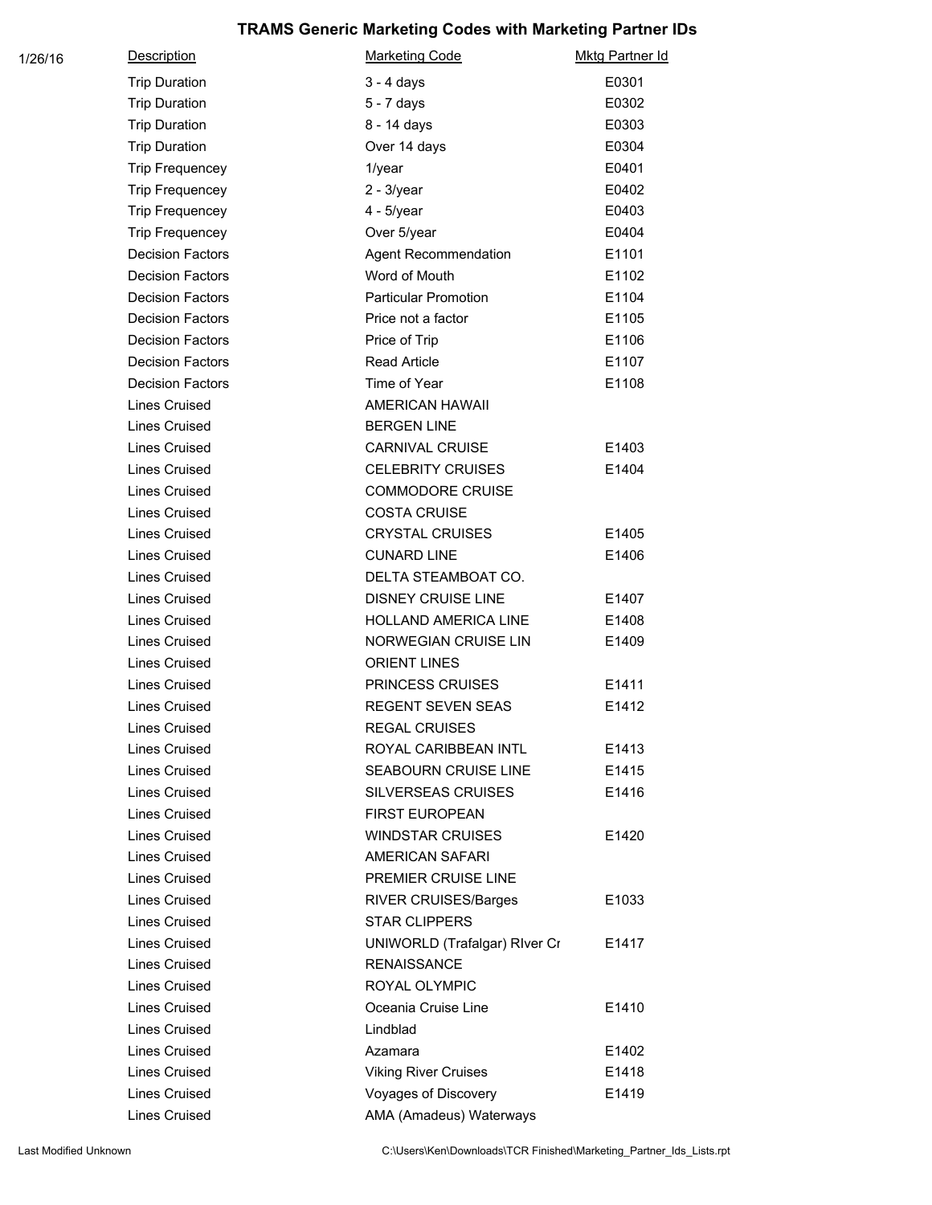# TRAMS Generic Marketing Codes with Marketing Partner IDs

1/26/16

| Description | Marketing Code | Mktg Partner Id |
|---|---|---|
| Trip Duration | 3 - 4 days | E0301 |
| Trip Duration | 5 - 7 days | E0302 |
| Trip Duration | 8 - 14 days | E0303 |
| Trip Duration | Over 14 days | E0304 |
| Trip Frequencey | 1/year | E0401 |
| Trip Frequencey | 2 - 3/year | E0402 |
| Trip Frequencey | 4 - 5/year | E0403 |
| Trip Frequencey | Over 5/year | E0404 |
| Decision Factors | Agent Recommendation | E1101 |
| Decision Factors | Word of Mouth | E1102 |
| Decision Factors | Particular Promotion | E1104 |
| Decision Factors | Price not a factor | E1105 |
| Decision Factors | Price of Trip | E1106 |
| Decision Factors | Read Article | E1107 |
| Decision Factors | Time of Year | E1108 |
| Lines Cruised | AMERICAN HAWAII | |
| Lines Cruised | BERGEN LINE | |
| Lines Cruised | CARNIVAL CRUISE | E1403 |
| Lines Cruised | CELEBRITY CRUISES | E1404 |
| Lines Cruised | COMMODORE CRUISE | |
| Lines Cruised | COSTA CRUISE | |
| Lines Cruised | CRYSTAL CRUISES | E1405 |
| Lines Cruised | CUNARD LINE | E1406 |
| Lines Cruised | DELTA STEAMBOAT CO. | |
| Lines Cruised | DISNEY CRUISE LINE | E1407 |
| Lines Cruised | HOLLAND AMERICA LINE | E1408 |
| Lines Cruised | NORWEGIAN CRUISE LIN | E1409 |
| Lines Cruised | ORIENT LINES | |
| Lines Cruised | PRINCESS CRUISES | E1411 |
| Lines Cruised | REGENT SEVEN SEAS | E1412 |
| Lines Cruised | REGAL CRUISES | |
| Lines Cruised | ROYAL CARIBBEAN INTL | E1413 |
| Lines Cruised | SEABOURN CRUISE LINE | E1415 |
| Lines Cruised | SILVERSEAS CRUISES | E1416 |
| Lines Cruised | FIRST EUROPEAN | |
| Lines Cruised | WINDSTAR CRUISES | E1420 |
| Lines Cruised | AMERICAN SAFARI | |
| Lines Cruised | PREMIER CRUISE LINE | |
| Lines Cruised | RIVER CRUISES/Barges | E1033 |
| Lines Cruised | STAR CLIPPERS | |
| Lines Cruised | UNIWORLD (Trafalgar) RIver Cr | E1417 |
| Lines Cruised | RENAISSANCE | |
| Lines Cruised | ROYAL OLYMPIC | |
| Lines Cruised | Oceania Cruise Line | E1410 |
| Lines Cruised | Lindblad | |
| Lines Cruised | Azamara | E1402 |
| Lines Cruised | Viking River Cruises | E1418 |
| Lines Cruised | Voyages of Discovery | E1419 |
| Lines Cruised | AMA (Amadeus) Waterways | |

Last Modified Unknown    C:\Users\Ken\Downloads\TCR Finished\Marketing_Partner_Ids_Lists.rpt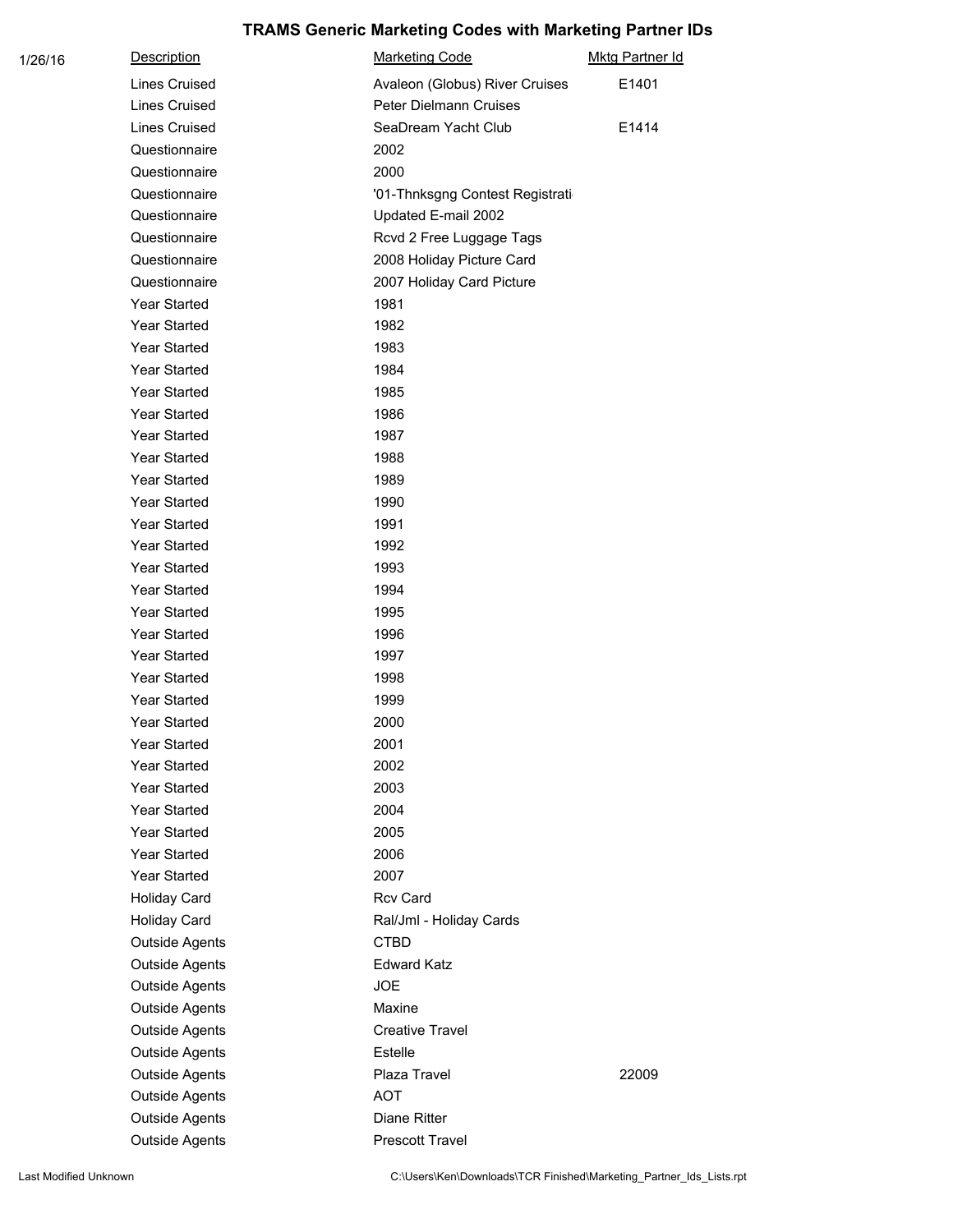# TRAMS Generic Marketing Codes with Marketing Partner IDs

1/26/16

| Description | Marketing Code | Mktg Partner Id |
|---|---|---|
| Lines Cruised | Avaleon (Globus) River Cruises | E1401 |
| Lines Cruised | Peter Dielmann Cruises | |
| Lines Cruised | SeaDream Yacht Club | E1414 |
| Questionnaire | 2002 | |
| Questionnaire | 2000 | |
| Questionnaire | '01-Thnksgng Contest Registrati | |
| Questionnaire | Updated E-mail 2002 | |
| Questionnaire | Rcvd 2 Free Luggage Tags | |
| Questionnaire | 2008 Holiday Picture Card | |
| Questionnaire | 2007 Holiday Card Picture | |
| Year Started | 1981 | |
| Year Started | 1982 | |
| Year Started | 1983 | |
| Year Started | 1984 | |
| Year Started | 1985 | |
| Year Started | 1986 | |
| Year Started | 1987 | |
| Year Started | 1988 | |
| Year Started | 1989 | |
| Year Started | 1990 | |
| Year Started | 1991 | |
| Year Started | 1992 | |
| Year Started | 1993 | |
| Year Started | 1994 | |
| Year Started | 1995 | |
| Year Started | 1996 | |
| Year Started | 1997 | |
| Year Started | 1998 | |
| Year Started | 1999 | |
| Year Started | 2000 | |
| Year Started | 2001 | |
| Year Started | 2002 | |
| Year Started | 2003 | |
| Year Started | 2004 | |
| Year Started | 2005 | |
| Year Started | 2006 | |
| Year Started | 2007 | |
| Holiday Card | Rcv Card | |
| Holiday Card | Ral/Jml - Holiday Cards | |
| Outside Agents | CTBD | |
| Outside Agents | Edward Katz | |
| Outside Agents | JOE | |
| Outside Agents | Maxine | |
| Outside Agents | Creative Travel | |
| Outside Agents | Estelle | |
| Outside Agents | Plaza Travel | 22009 |
| Outside Agents | AOT | |
| Outside Agents | Diane Ritter | |
| Outside Agents | Prescott Travel | |

Last Modified Unknown C:\Users\Ken\Downloads\TCR Finished\Marketing_Partner_Ids_Lists.rpt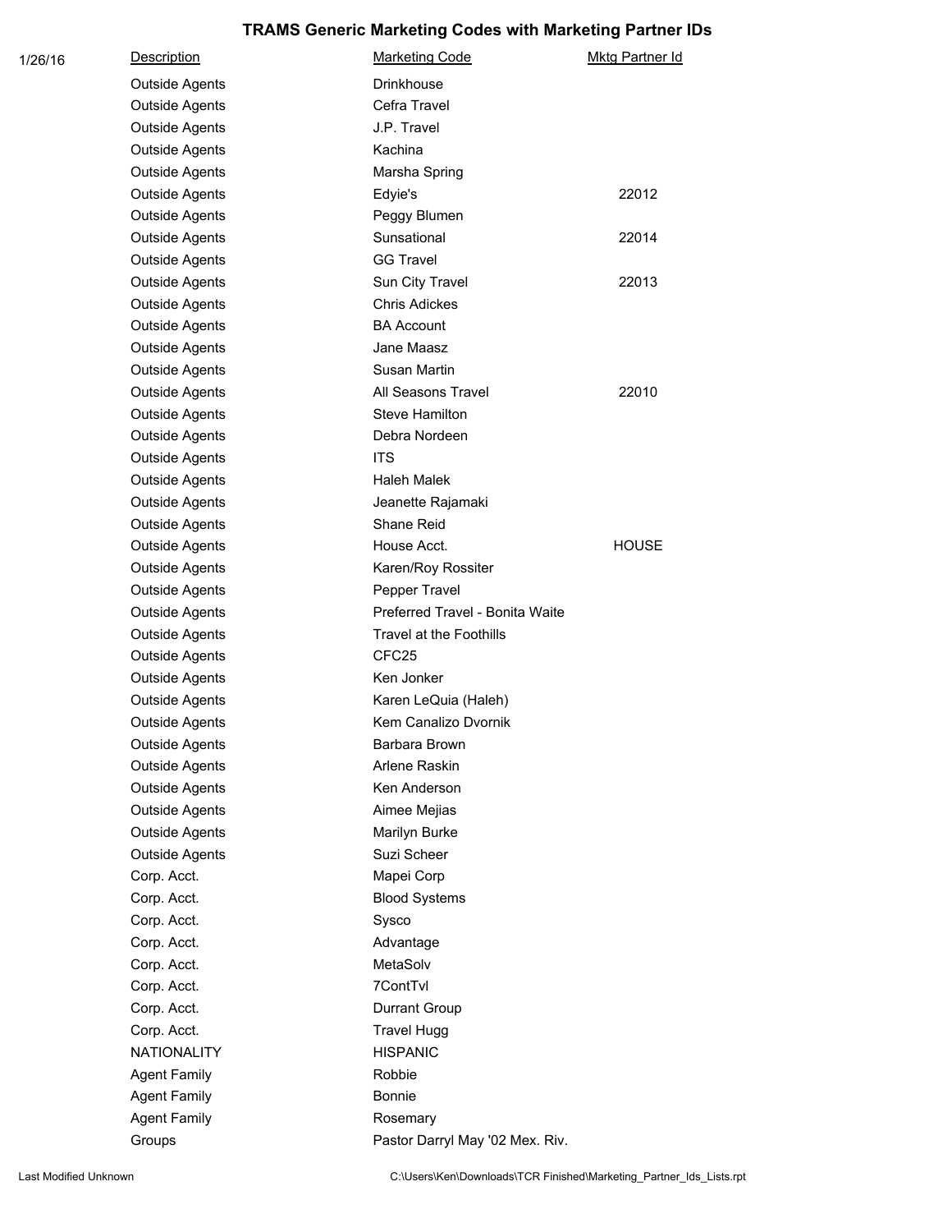# TRAMS Generic Marketing Codes with Marketing Partner IDs

1/26/16

| Description | Marketing Code | Mktg Partner Id |
|---|---|---|
| Outside Agents | Drinkhouse | |
| Outside Agents | Cefra Travel | |
| Outside Agents | J.P. Travel | |
| Outside Agents | Kachina | |
| Outside Agents | Marsha Spring | |
| Outside Agents | Edyie's | 22012 |
| Outside Agents | Peggy Blumen | |
| Outside Agents | Sunsational | 22014 |
| Outside Agents | GG Travel | |
| Outside Agents | Sun City Travel | 22013 |
| Outside Agents | Chris Adickes | |
| Outside Agents | BA Account | |
| Outside Agents | Jane Maasz | |
| Outside Agents | Susan Martin | |
| Outside Agents | All Seasons Travel | 22010 |
| Outside Agents | Steve Hamilton | |
| Outside Agents | Debra Nordeen | |
| Outside Agents | ITS | |
| Outside Agents | Haleh Malek | |
| Outside Agents | Jeanette Rajamaki | |
| Outside Agents | Shane Reid | |
| Outside Agents | House Acct. | HOUSE |
| Outside Agents | Karen/Roy Rossiter | |
| Outside Agents | Pepper Travel | |
| Outside Agents | Preferred Travel - Bonita Waite | |
| Outside Agents | Travel at the Foothills | |
| Outside Agents | CFC25 | |
| Outside Agents | Ken Jonker | |
| Outside Agents | Karen LeQuia (Haleh) | |
| Outside Agents | Kem Canalizo Dvornik | |
| Outside Agents | Barbara Brown | |
| Outside Agents | Arlene Raskin | |
| Outside Agents | Ken Anderson | |
| Outside Agents | Aimee Mejias | |
| Outside Agents | Marilyn Burke | |
| Outside Agents | Suzi Scheer | |
| Corp. Acct. | Mapei Corp | |
| Corp. Acct. | Blood Systems | |
| Corp. Acct. | Sysco | |
| Corp. Acct. | Advantage | |
| Corp. Acct. | MetaSolv | |
| Corp. Acct. | 7ContTvl | |
| Corp. Acct. | Durrant Group | |
| Corp. Acct. | Travel Hugg | |
| NATIONALITY | HISPANIC | |
| Agent Family | Robbie | |
| Agent Family | Bonnie | |
| Agent Family | Rosemary | |
| Groups | Pastor Darryl May '02 Mex. Riv. | |

Last Modified Unknown C:\Users\Ken\Downloads\TCR Finished\Marketing_Partner_Ids_Lists.rpt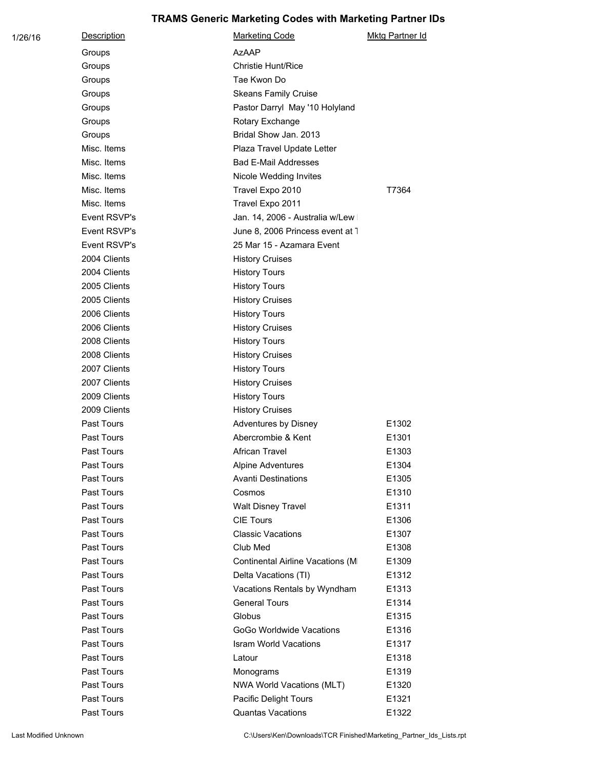# TRAMS Generic Marketing Codes with Marketing Partner IDs

1/26/16

| Description | Marketing Code | Mktg Partner Id |
|---|---|---|
| Groups | AzAAP | |
| Groups | Christie Hunt/Rice | |
| Groups | Tae Kwon Do | |
| Groups | Skeans Family Cruise | |
| Groups | Pastor Darryl May '10 Holyland | |
| Groups | Rotary Exchange | |
| Groups | Bridal Show Jan. 2013 | |
| Misc. Items | Plaza Travel Update Letter | |
| Misc. Items | Bad E-Mail Addresses | |
| Misc. Items | Nicole Wedding Invites | |
| Misc. Items | Travel Expo 2010 | T7364 |
| Misc. Items | Travel Expo 2011 | |
| Event RSVP's | Jan. 14, 2006 - Australia w/Lew | |
| Event RSVP's | June 8, 2006 Princess event at T | |
| Event RSVP's | 25 Mar 15 - Azamara Event | |
| 2004 Clients | History Cruises | |
| 2004 Clients | History Tours | |
| 2005 Clients | History Tours | |
| 2005 Clients | History Cruises | |
| 2006 Clients | History Tours | |
| 2006 Clients | History Cruises | |
| 2008 Clients | History Tours | |
| 2008 Clients | History Cruises | |
| 2007 Clients | History Tours | |
| 2007 Clients | History Cruises | |
| 2009 Clients | History Tours | |
| 2009 Clients | History Cruises | |
| Past Tours | Adventures by Disney | E1302 |
| Past Tours | Abercrombie & Kent | E1301 |
| Past Tours | African Travel | E1303 |
| Past Tours | Alpine Adventures | E1304 |
| Past Tours | Avanti Destinations | E1305 |
| Past Tours | Cosmos | E1310 |
| Past Tours | Walt Disney Travel | E1311 |
| Past Tours | CIE Tours | E1306 |
| Past Tours | Classic Vacations | E1307 |
| Past Tours | Club Med | E1308 |
| Past Tours | Continental Airline Vacations (M | E1309 |
| Past Tours | Delta Vacations (TI) | E1312 |
| Past Tours | Vacations Rentals by Wyndham | E1313 |
| Past Tours | General Tours | E1314 |
| Past Tours | Globus | E1315 |
| Past Tours | GoGo Worldwide Vacations | E1316 |
| Past Tours | Isram World Vacations | E1317 |
| Past Tours | Latour | E1318 |
| Past Tours | Monograms | E1319 |
| Past Tours | NWA World Vacations (MLT) | E1320 |
| Past Tours | Pacific Delight Tours | E1321 |
| Past Tours | Quantas Vacations | E1322 |

Last Modified Unknown C:\Users\Ken\Downloads\TCR Finished\Marketing_Partner_Ids_Lists.rpt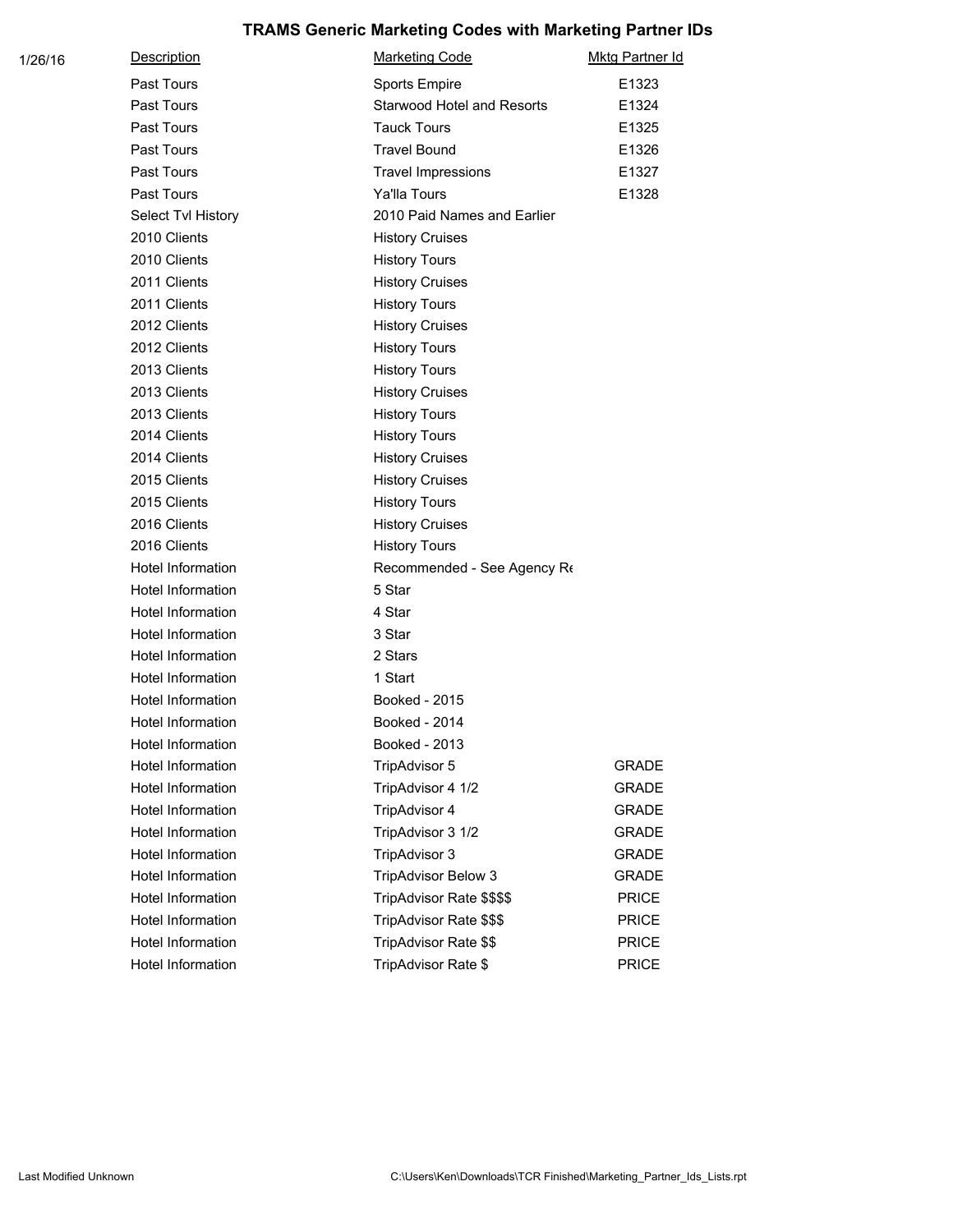# TRAMS Generic Marketing Codes with Marketing Partner IDs

1/26/16

| Description | Marketing Code | Mktg Partner Id |
|---|---|---|
| Past Tours | Sports Empire | E1323 |
| Past Tours | Starwood Hotel and Resorts | E1324 |
| Past Tours | Tauck Tours | E1325 |
| Past Tours | Travel Bound | E1326 |
| Past Tours | Travel Impressions | E1327 |
| Past Tours | Ya'lla Tours | E1328 |
| Select Tvl History | 2010 Paid Names and Earlier | |
| 2010 Clients | History Cruises | |
| 2010 Clients | History Tours | |
| 2011 Clients | History Cruises | |
| 2011 Clients | History Tours | |
| 2012 Clients | History Cruises | |
| 2012 Clients | History Tours | |
| 2013 Clients | History Tours | |
| 2013 Clients | History Cruises | |
| 2013 Clients | History Tours | |
| 2014 Clients | History Tours | |
| 2014 Clients | History Cruises | |
| 2015 Clients | History Cruises | |
| 2015 Clients | History Tours | |
| 2016 Clients | History Cruises | |
| 2016 Clients | History Tours | |
| Hotel Information | Recommended - See Agency Re | |
| Hotel Information | 5 Star | |
| Hotel Information | 4 Star | |
| Hotel Information | 3 Star | |
| Hotel Information | 2 Stars | |
| Hotel Information | 1 Start | |
| Hotel Information | Booked - 2015 | |
| Hotel Information | Booked - 2014 | |
| Hotel Information | Booked - 2013 | |
| Hotel Information | TripAdvisor 5 | GRADE |
| Hotel Information | TripAdvisor 4 1/2 | GRADE |
| Hotel Information | TripAdvisor 4 | GRADE |
| Hotel Information | TripAdvisor 3 1/2 | GRADE |
| Hotel Information | TripAdvisor 3 | GRADE |
| Hotel Information | TripAdvisor Below 3 | GRADE |
| Hotel Information | TripAdvisor Rate $$$$ | PRICE |
| Hotel Information | TripAdvisor Rate $$$ | PRICE |
| Hotel Information | TripAdvisor Rate $$ | PRICE |
| Hotel Information | TripAdvisor Rate $ | PRICE |

Last Modified Unknown

C:\Users\Ken\Downloads\TCR Finished\Marketing_Partner_Ids_Lists.rpt